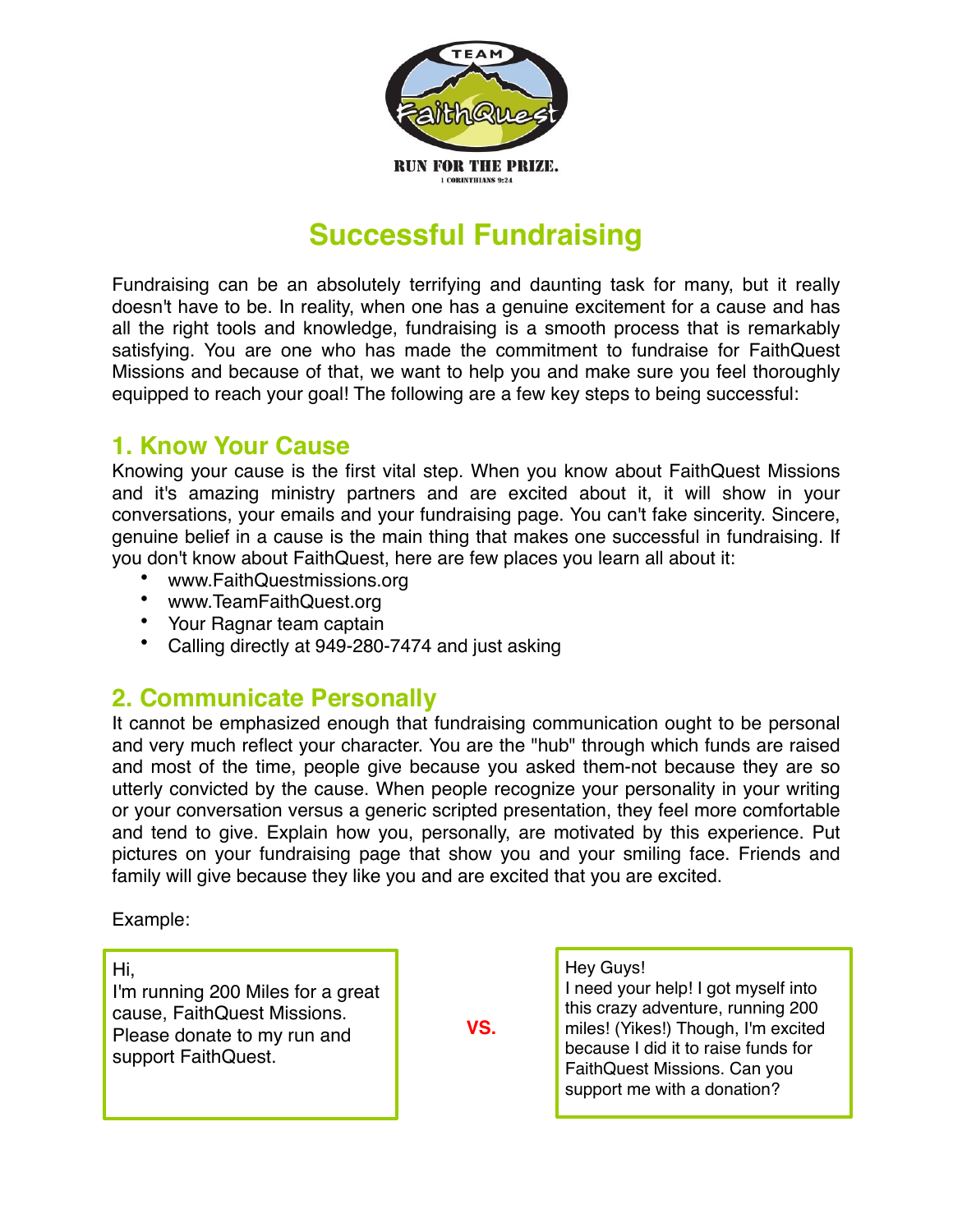TEAM FaithQuest

RUN FOR THE PRIZE.
1 CORINTHIANS 9:24

# Successful Fundraising

Fundraising can be an absolutely terrifying and daunting task for many, but it really doesn't have to be. In reality, when one has a genuine excitement for a cause and has all the right tools and knowledge, fundraising is a smooth process that is remarkably satisfying. You are one who has made the commitment to fundraise for FaithQuest Missions and because of that, we want to help you and make sure you feel thoroughly equipped to reach your goal! The following are a few key steps to being successful:

## 1. Know Your Cause

Knowing your cause is the first vital step. When you know about FaithQuest Missions and it's amazing ministry partners and are excited about it, it will show in your conversations, your emails and your fundraising page. You can't fake sincerity. Sincere, genuine belief in a cause is the main thing that makes one successful in fundraising. If you don't know about FaithQuest, here are few places you learn all about it:

- www.FaithQuestmissions.org
- www.TeamFaithQuest.org
- Your Ragnar team captain
- Calling directly at 949-280-7474 and just asking

## 2. Communicate Personally

It cannot be emphasized enough that fundraising communication ought to be personal and very much reflect your character. You are the "hub" through which funds are raised and most of the time, people give because you asked them-not because they are so utterly convicted by the cause. When people recognize your personality in your writing or your conversation versus a generic scripted presentation, they feel more comfortable and tend to give. Explain how you, personally, are motivated by this experience. Put pictures on your fundraising page that show you and your smiling face. Friends and family will give because they like you and are excited that you are excited.

Example:

| Hi,<br>I'm running 200 Miles for a great cause, FaithQuest Missions. Please donate to my run and support FaithQuest. | VS. | Hey Guys!<br>I need your help! I got myself into this crazy adventure, running 200 miles! (Yikes!) Though, I'm excited because I did it to raise funds for FaithQuest Missions. Can you support me with a donation? |
|---|---|---|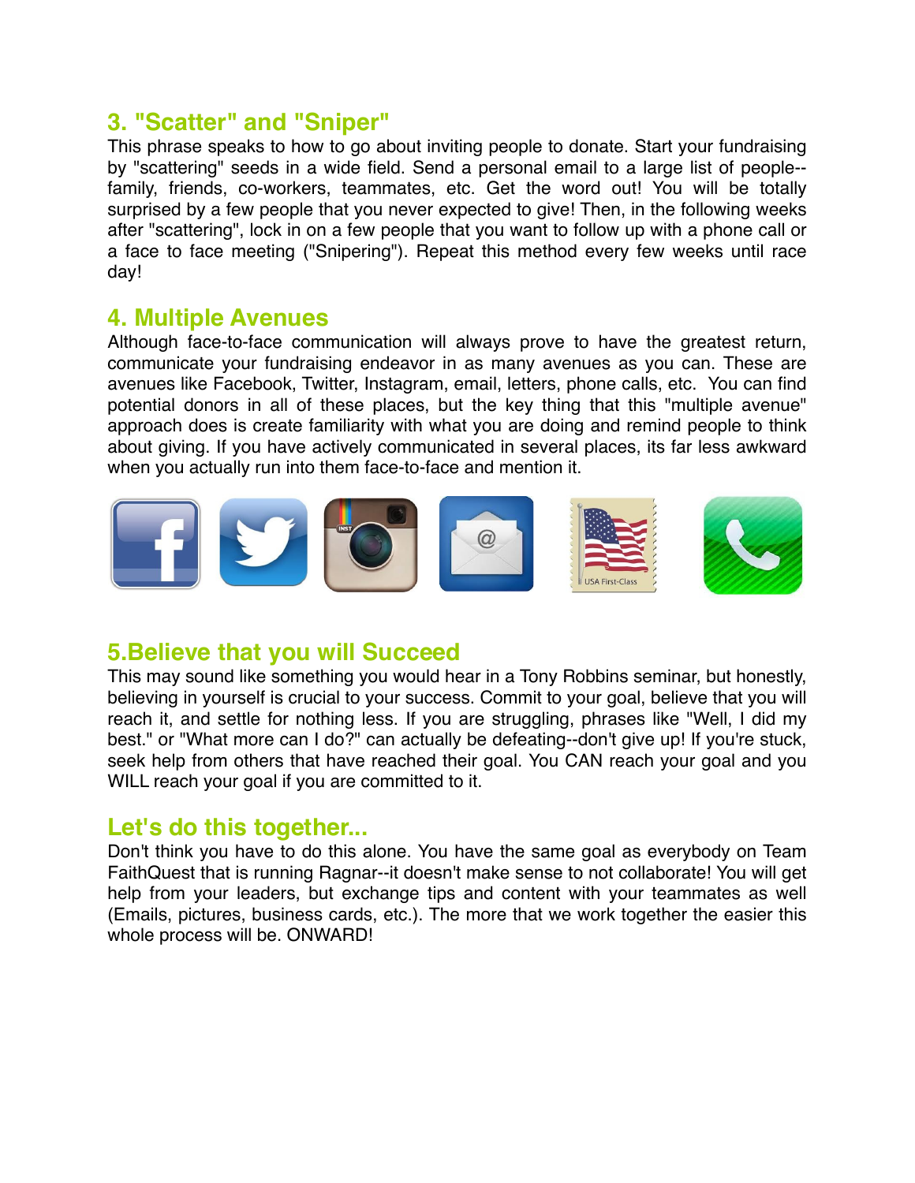## 3. "Scatter" and "Sniper"

This phrase speaks to how to go about inviting people to donate. Start your fundraising by "scattering" seeds in a wide field. Send a personal email to a large list of people--family, friends, co-workers, teammates, etc. Get the word out! You will be totally surprised by a few people that you never expected to give! Then, in the following weeks after "scattering", lock in on a few people that you want to follow up with a phone call or a face to face meeting ("Snipering"). Repeat this method every few weeks until race day!

## 4. Multiple Avenues

Although face-to-face communication will always prove to have the greatest return, communicate your fundraising endeavor in as many avenues as you can. These are avenues like Facebook, Twitter, Instagram, email, letters, phone calls, etc. You can find potential donors in all of these places, but the key thing that this "multiple avenue" approach does is create familiarity with what you are doing and remind people to think about giving. If you have actively communicated in several places, its far less awkward when you actually run into them face-to-face and mention it.

## 5.Believe that you will Succeed

This may sound like something you would hear in a Tony Robbins seminar, but honestly, believing in yourself is crucial to your success. Commit to your goal, believe that you will reach it, and settle for nothing less. If you are struggling, phrases like "Well, I did my best." or "What more can I do?" can actually be defeating--don't give up! If you're stuck, seek help from others that have reached their goal. You CAN reach your goal and you WILL reach your goal if you are committed to it.

## Let's do this together...

Don't think you have to do this alone. You have the same goal as everybody on Team FaithQuest that is running Ragnar--it doesn't make sense to not collaborate! You will get help from your leaders, but exchange tips and content with your teammates as well (Emails, pictures, business cards, etc.). The more that we work together the easier this whole process will be. ONWARD!